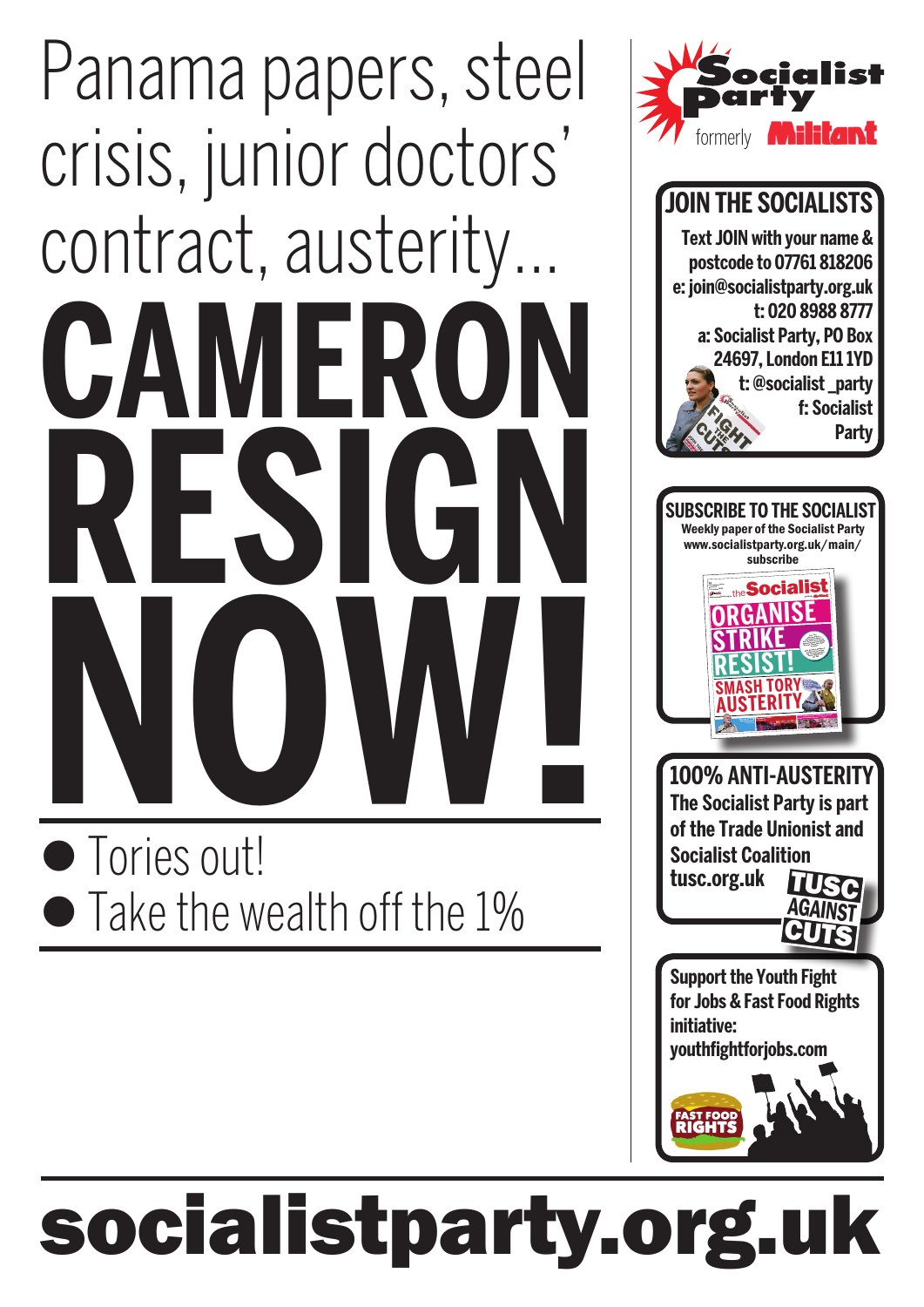# Panama papers, steel crisis, junior doctors' contract, austerity...

# CAMERON RESIGN NOW!

- Tories out!
- Take the wealth off the 1%

Socialist Party formerly Militant

## JOIN THE SOCIALISTS

Text JOIN with your name & postcode to 07761 818206
e: join@socialistparty.org.uk
t: 020 8988 8777
a: Socialist Party, PO Box 24697, London E11 1YD
t: @socialist_party
f: Socialist Party

## SUBSCRIBE TO THE SOCIALIST

Weekly paper of the Socialist Party
www.socialistparty.org.uk/main/subscribe

## 100% ANTI-AUSTERITY

The Socialist Party is part of the Trade Unionist and Socialist Coalition
tusc.org.uk

TUSC AGAINST CUTS

Support the Youth Fight for Jobs & Fast Food Rights initiative:
youthfightforjobs.com

FAST FOOD RIGHTS

# socialistparty.org.uk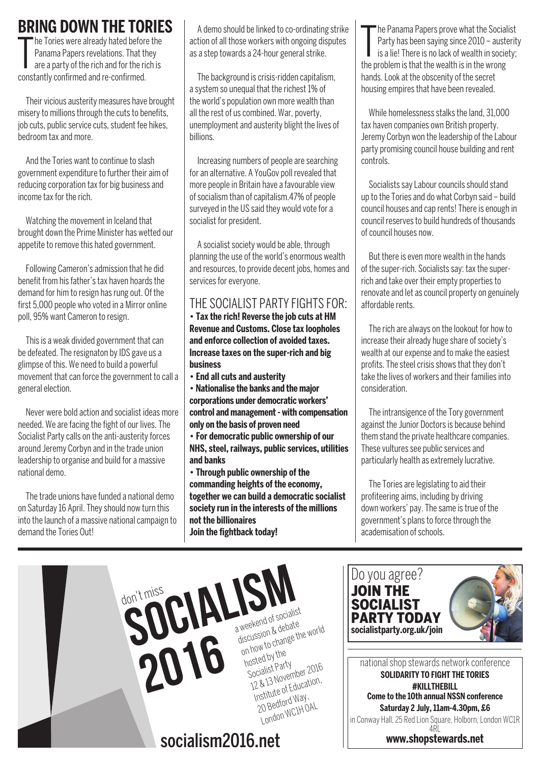# BRING DOWN THE TORIES

The Tories were already hated before the Panama Papers revelations. That they are a party of the rich and for the rich is constantly confirmed and re-confirmed.

Their vicious austerity measures have brought misery to millions through the cuts to benefits, job cuts, public service cuts, student fee hikes, bedroom tax and more.

And the Tories want to continue to slash government expenditure to further their aim of reducing corporation tax for big business and income tax for the rich.

Watching the movement in Iceland that brought down the Prime Minister has wetted our appetite to remove this hated government.

Following Cameron's admission that he did benefit from his father's tax haven hoards the demand for him to resign has rung out. Of the first 5,000 people who voted in a Mirror online poll, 95% want Cameron to resign.

This is a weak divided government that can be defeated. The resignaton by IDS gave us a glimpse of this. We need to build a powerful movement that can force the government to call a general election.

Never were bold action and socialist ideas more needed. We are facing the fight of our lives. The Socialist Party calls on the anti-austerity forces around Jeremy Corbyn and in the trade union leadership to organise and build for a massive national demo.

The trade unions have funded a national demo on Saturday 16 April. They should now turn this into the launch of a massive national campaign to demand the Tories Out!

A demo should be linked to co-ordinating strike action of all those workers with ongoing disputes as a step towards a 24-hour general strike.

The background is crisis-ridden capitalism, a system so unequal that the richest 1% of the world's population own more wealth than all the rest of us combined. War, poverty, unemployment and austerity blight the lives of billions.

Increasing numbers of people are searching for an alternative. A YouGov poll revealed that more people in Britain have a favourable view of socialism than of capitalism.47% of people surveyed in the US said they would vote for a socialist for president.

A socialist society would be able, through planning the use of the world's enormous wealth and resources, to provide decent jobs, homes and services for everyone.

## THE SOCIALIST PARTY FIGHTS FOR:

- **Tax the rich! Reverse the job cuts at HM Revenue and Customs. Close tax loopholes and enforce collection of avoided taxes. Increase taxes on the super-rich and big business**
- **End all cuts and austerity**
- **Nationalise the banks and the major corporations under democratic workers' control and management - with compensation only on the basis of proven need**
- **For democratic public ownership of our NHS, steel, railways, public services, utilities and banks**
- **Through public ownership of the commanding heights of the economy, together we can build a democratic socialist society run in the interests of the millions not the billionaires**

**Join the fightback today!**

The Panama Papers prove what the Socialist Party has been saying since 2010 – austerity is a lie! There is no lack of wealth in society; the problem is that the wealth is in the wrong hands. Look at the obscenity of the secret housing empires that have been revealed.

While homelessness stalks the land, 31,000 tax haven companies own British property. Jeremy Corbyn won the leadership of the Labour party promising council house building and rent controls.

Socialists say Labour councils should stand up to the Tories and do what Corbyn said – build council houses and cap rents! There is enough in council reserves to build hundreds of thousands of council houses now.

But there is even more wealth in the hands of the super-rich. Socialists say: tax the super-rich and take over their empty properties to renovate and let as council property on genuinely affordable rents.

The rich are always on the lookout for how to increase their already huge share of society's wealth at our expense and to make the easiest profits. The steel crisis shows that they don't take the lives of workers and their families into consideration.

The intransigence of the Tory government against the Junior Doctors is because behind them stand the private healthcare companies. These vultures see public services and particularly health as extremely lucrative.

The Tories are legislating to aid their profiteering aims, including by driving down workers' pay. The same is true of the government's plans to force through the academisation of schools.

---

don't miss

**SOCIALISM 2016**

a weekend of socialist discussion & debate on how to change the world hosted by the Socialist Party 12 & 13 November 2016 Institute of Education, 20 Bedford Way, London WC1H 0AL

**socialism2016.net**

---

Do you agree?

**JOIN THE SOCIALIST PARTY TODAY**

**socialistparty.org.uk/join**

---

national shop stewards network conference

**SOLIDARITY TO FIGHT THE TORIES**

**#KILLTHEBILL**

**Come to the 10th annual NSSN conference**

**Saturday 2 July, 11am-4.30pm, £6**

in Conway Hall, 25 Red Lion Square, Holborn, London WC1R 4RL

**www.shopstewards.net**